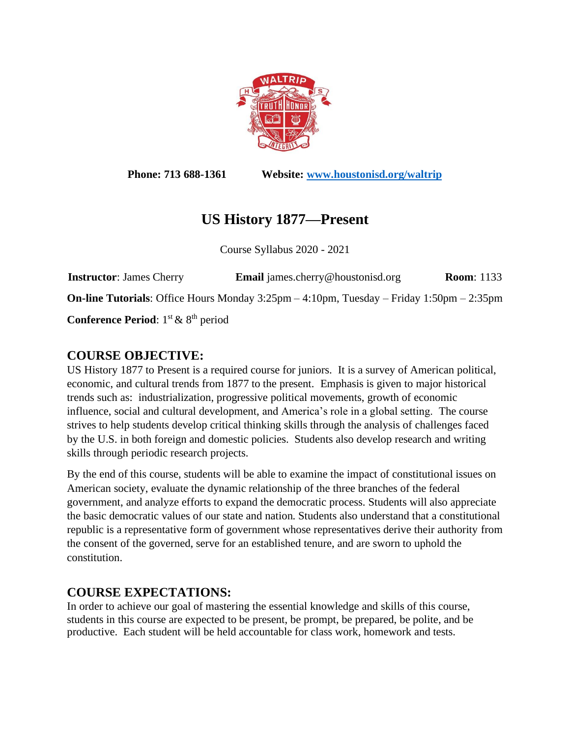**Phone: 713 688-1361** **Website: [www.houstonisd.org/waltrip](www.houstonisd.org/waltrip)**

# US History 1877—Present

Course Syllabus 2020 - 2021

**Instructor**: James Cherry **Email** james.cherry@houstonisd.org **Room**: 1133

**On-line Tutorials**: Office Hours Monday 3:25pm – 4:10pm, Tuesday – Friday 1:50pm – 2:35pm

**Conference Period**: 1st & 8th period

## COURSE OBJECTIVE:

US History 1877 to Present is a required course for juniors. It is a survey of American political, economic, and cultural trends from 1877 to the present. Emphasis is given to major historical trends such as: industrialization, progressive political movements, growth of economic influence, social and cultural development, and America's role in a global setting. The course strives to help students develop critical thinking skills through the analysis of challenges faced by the U.S. in both foreign and domestic policies. Students also develop research and writing skills through periodic research projects.

By the end of this course, students will be able to examine the impact of constitutional issues on American society, evaluate the dynamic relationship of the three branches of the federal government, and analyze efforts to expand the democratic process. Students will also appreciate the basic democratic values of our state and nation. Students also understand that a constitutional republic is a representative form of government whose representatives derive their authority from the consent of the governed, serve for an established tenure, and are sworn to uphold the constitution.

## COURSE EXPECTATIONS:

In order to achieve our goal of mastering the essential knowledge and skills of this course, students in this course are expected to be present, be prompt, be prepared, be polite, and be productive. Each student will be held accountable for class work, homework and tests.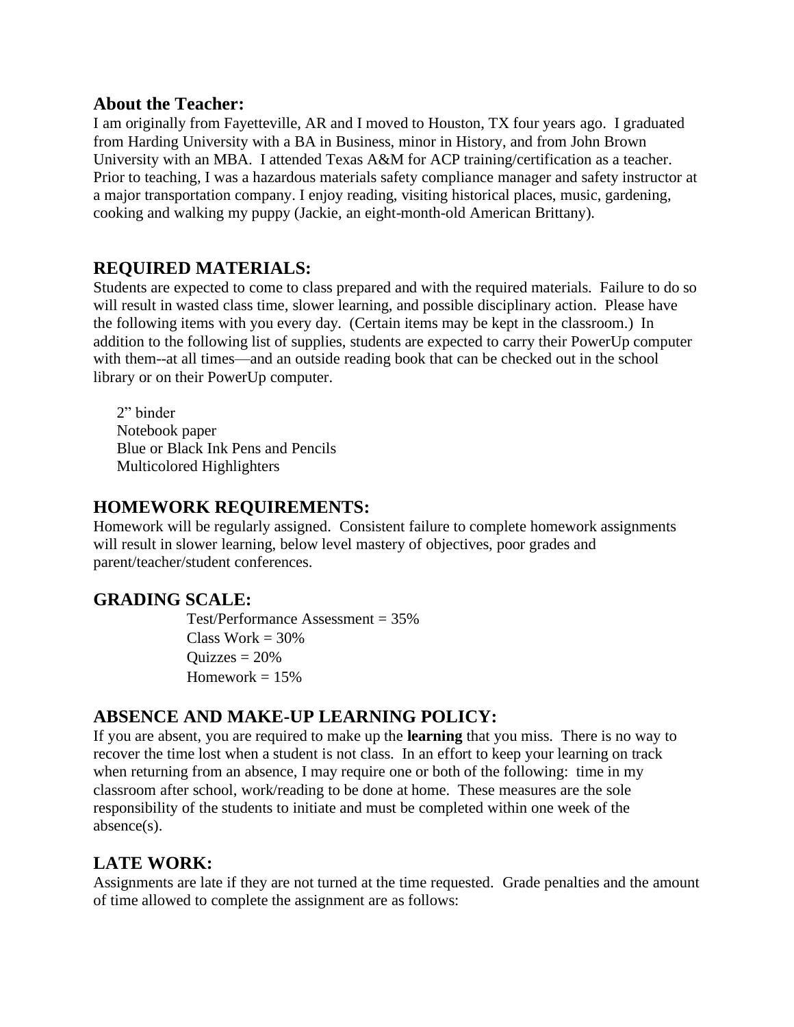## About the Teacher:

I am originally from Fayetteville, AR and I moved to Houston, TX four years ago. I graduated from Harding University with a BA in Business, minor in History, and from John Brown University with an MBA. I attended Texas A&M for ACP training/certification as a teacher. Prior to teaching, I was a hazardous materials safety compliance manager and safety instructor at a major transportation company. I enjoy reading, visiting historical places, music, gardening, cooking and walking my puppy (Jackie, an eight-month-old American Brittany).

## REQUIRED MATERIALS:

Students are expected to come to class prepared and with the required materials. Failure to do so will result in wasted class time, slower learning, and possible disciplinary action. Please have the following items with you every day. (Certain items may be kept in the classroom.) In addition to the following list of supplies, students are expected to carry their PowerUp computer with them--at all times—and an outside reading book that can be checked out in the school library or on their PowerUp computer.

- 2" binder
- Notebook paper
- Blue or Black Ink Pens and Pencils
- Multicolored Highlighters

## HOMEWORK REQUIREMENTS:

Homework will be regularly assigned. Consistent failure to complete homework assignments will result in slower learning, below level mastery of objectives, poor grades and parent/teacher/student conferences.

## GRADING SCALE:

- Test/Performance Assessment = 35%
- Class Work = 30%
- Quizzes = 20%
- Homework = 15%

## ABSENCE AND MAKE-UP LEARNING POLICY:

If you are absent, you are required to make up the **learning** that you miss. There is no way to recover the time lost when a student is not class. In an effort to keep your learning on track when returning from an absence, I may require one or both of the following: time in my classroom after school, work/reading to be done at home. These measures are the sole responsibility of the students to initiate and must be completed within one week of the absence(s).

## LATE WORK:

Assignments are late if they are not turned at the time requested. Grade penalties and the amount of time allowed to complete the assignment are as follows: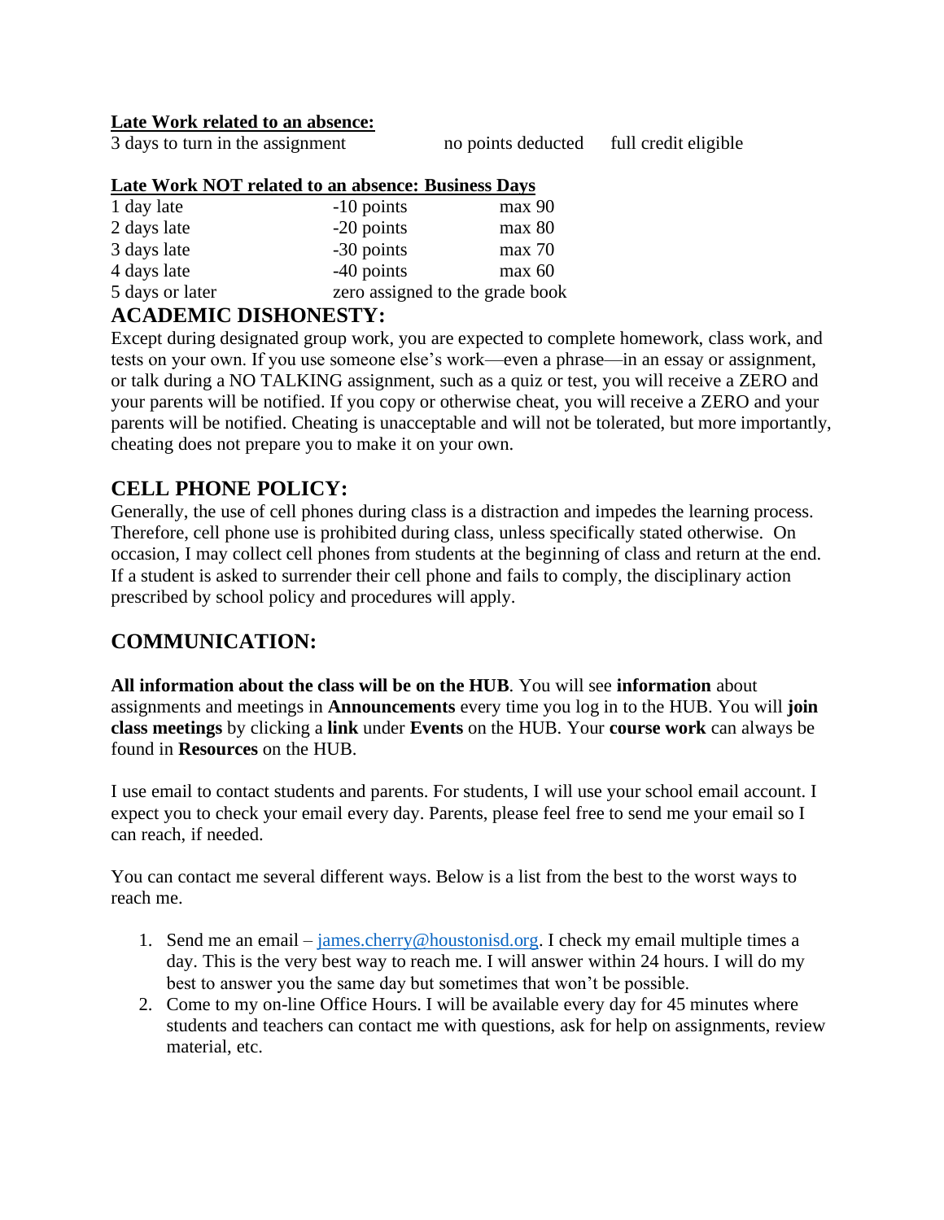**<u>Late Work related to an absence:</u>**

| | | |
|---|---|---|
| 3 days to turn in the assignment | no points deducted | full credit eligible |

**<u>Late Work NOT related to an absence: Business Days</u>**

| | | |
|---|---|---|
| 1 day late | -10 points | max 90 |
| 2 days late | -20 points | max 80 |
| 3 days late | -30 points | max 70 |
| 4 days late | -40 points | max 60 |
| 5 days or later | zero assigned to the grade book | |

## ACADEMIC DISHONESTY:

Except during designated group work, you are expected to complete homework, class work, and tests on your own. If you use someone else's work—even a phrase—in an essay or assignment, or talk during a NO TALKING assignment, such as a quiz or test, you will receive a ZERO and your parents will be notified. If you copy or otherwise cheat, you will receive a ZERO and your parents will be notified. Cheating is unacceptable and will not be tolerated, but more importantly, cheating does not prepare you to make it on your own.

## CELL PHONE POLICY:

Generally, the use of cell phones during class is a distraction and impedes the learning process. Therefore, cell phone use is prohibited during class, unless specifically stated otherwise. On occasion, I may collect cell phones from students at the beginning of class and return at the end. If a student is asked to surrender their cell phone and fails to comply, the disciplinary action prescribed by school policy and procedures will apply.

## COMMUNICATION:

**All information about the class will be on the HUB**. You will see **information** about assignments and meetings in **Announcements** every time you log in to the HUB. You will **join class meetings** by clicking a **link** under **Events** on the HUB. Your **course work** can always be found in **Resources** on the HUB.

I use email to contact students and parents. For students, I will use your school email account. I expect you to check your email every day. Parents, please feel free to send me your email so I can reach, if needed.

You can contact me several different ways. Below is a list from the best to the worst ways to reach me.

1. Send me an email – james.cherry@houstonisd.org. I check my email multiple times a day. This is the very best way to reach me. I will answer within 24 hours. I will do my best to answer you the same day but sometimes that won't be possible.
2. Come to my on-line Office Hours. I will be available every day for 45 minutes where students and teachers can contact me with questions, ask for help on assignments, review material, etc.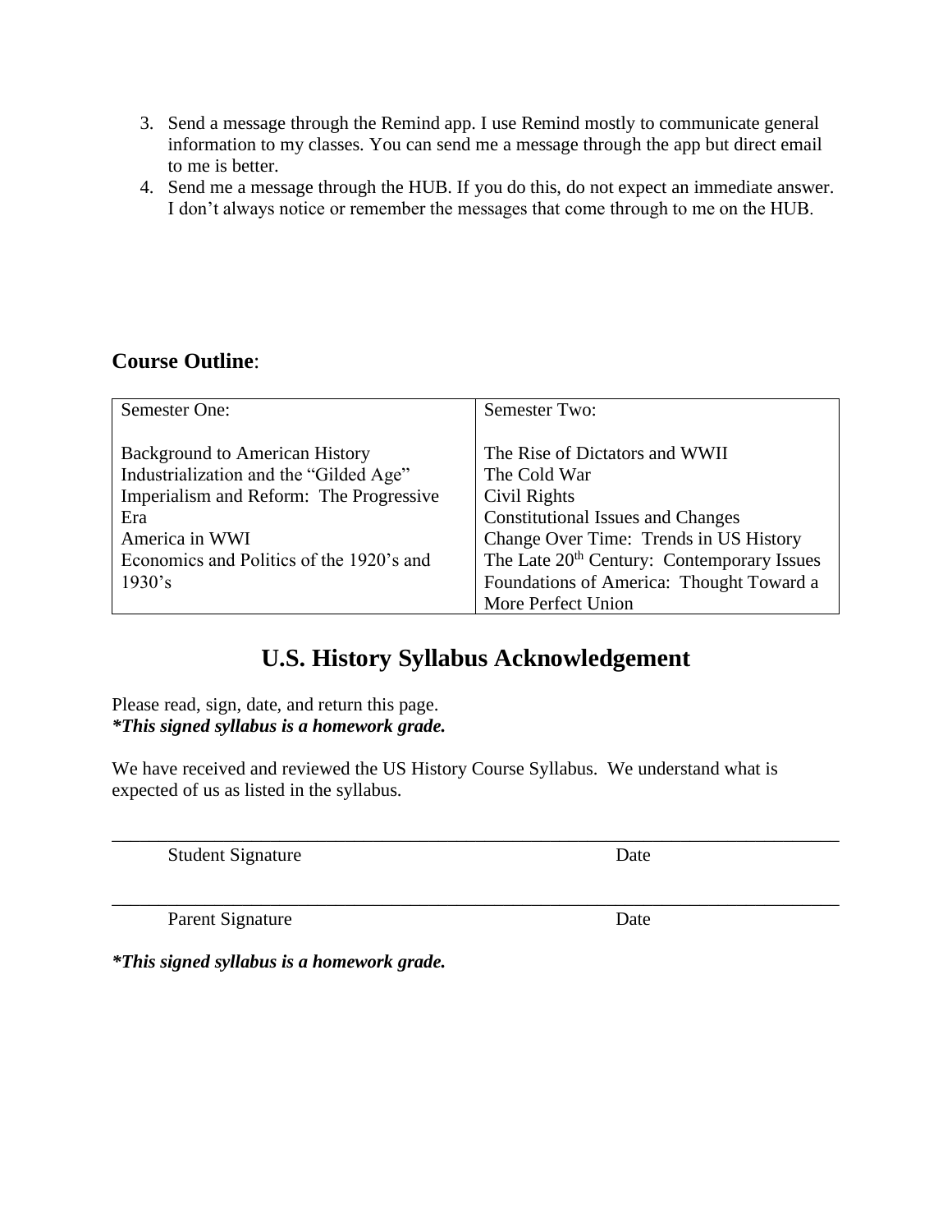3. Send a message through the Remind app. I use Remind mostly to communicate general information to my classes. You can send me a message through the app but direct email to me is better.
4. Send me a message through the HUB. If you do this, do not expect an immediate answer. I don't always notice or remember the messages that come through to me on the HUB.

**Course Outline**:

| Semester One: | Semester Two: |
|---|---|
| Background to American History<br>Industrialization and the "Gilded Age"<br>Imperialism and Reform: The Progressive Era<br>America in WWI<br>Economics and Politics of the 1920's and 1930's | The Rise of Dictators and WWII<br>The Cold War<br>Civil Rights<br>Constitutional Issues and Changes<br>Change Over Time: Trends in US History<br>The Late 20th Century: Contemporary Issues<br>Foundations of America: Thought Toward a More Perfect Union |

# U.S. History Syllabus Acknowledgement

Please read, sign, date, and return this page.
***This signed syllabus is a homework grade.***

We have received and reviewed the US History Course Syllabus. We understand what is expected of us as listed in the syllabus.

_______________________________________________________________________________
Student Signature Date

_______________________________________________________________________________
Parent Signature Date

***This signed syllabus is a homework grade.***